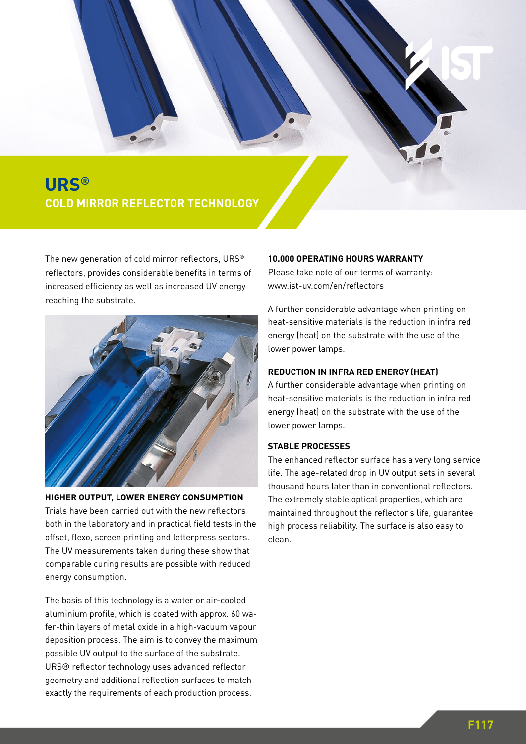# URS®

## COLD MIRROR REFLECTOR TECHNOLOGY

The new generation of cold mirror reflectors, URS® reflectors, provides considerable benefits in terms of increased efficiency as well as increased UV energy reaching the substrate.

### HIGHER OUTPUT, LOWER ENERGY CONSUMPTION

Trials have been carried out with the new reflectors both in the laboratory and in practical field tests in the offset, flexo, screen printing and letterpress sectors. The UV measurements taken during these show that comparable curing results are possible with reduced energy consumption.

The basis of this technology is a water or air-cooled aluminium profile, which is coated with approx. 60 wafer-thin layers of metal oxide in a high-vacuum vapour deposition process. The aim is to convey the maximum possible UV output to the surface of the substrate. URS® reflector technology uses advanced reflector geometry and additional reflection surfaces to match exactly the requirements of each production process.

### 10.000 OPERATING HOURS WARRANTY

Please take note of our terms of warranty: www.ist-uv.com/en/reflectors

A further considerable advantage when printing on heat-sensitive materials is the reduction in infra red energy (heat) on the substrate with the use of the lower power lamps.

### REDUCTION IN INFRA RED ENERGY (HEAT)

A further considerable advantage when printing on heat-sensitive materials is the reduction in infra red energy (heat) on the substrate with the use of the lower power lamps.

### STABLE PROCESSES

The enhanced reflector surface has a very long service life. The age-related drop in UV output sets in several thousand hours later than in conventional reflectors. The extremely stable optical properties, which are maintained throughout the reflector's life, guarantee high process reliability. The surface is also easy to clean.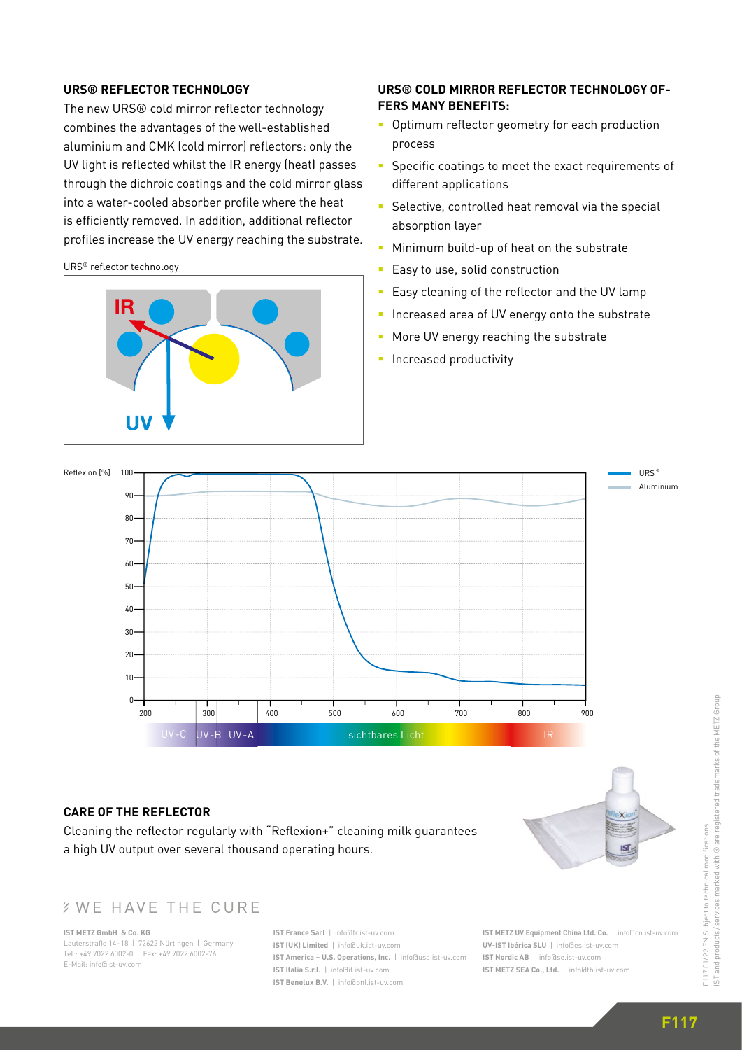## URS® REFLECTOR TECHNOLOGY

The new URS® cold mirror reflector technology combines the advantages of the well-established aluminium and CMK (cold mirror) reflectors: only the UV light is reflected whilst the IR energy (heat) passes through the dichroic coatings and the cold mirror glass into a water-cooled absorber profile where the heat is efficiently removed. In addition, additional reflector profiles increase the UV energy reaching the substrate.

URS® reflector technology

IR

UV

## URS® COLD MIRROR REFLECTOR TECHNOLOGY OFFERS MANY BENEFITS:

- Optimum reflector geometry for each production process
- Specific coatings to meet the exact requirements of different applications
- Selective, controlled heat removal via the special absorption layer
- Minimum build-up of heat on the substrate
- Easy to use, solid construction
- Easy cleaning of the reflector and the UV lamp
- Increased area of UV energy onto the substrate
- More UV energy reaching the substrate
- Increased productivity

Reflexion [%]

100
90
80
70
60
50
40
30
20
10
0

200 300 400 500 600 700 800 900

UV-C UV-B UV-A sichtbares Licht IR

URS®
Aluminium

## CARE OF THE REFLECTOR

Cleaning the reflector regularly with "Reflexion+" cleaning milk guarantees a high UV output over several thousand operating hours.

WE HAVE THE CURE

**IST METZ GmbH & Co. KG**
Lauterstraße 14–18 | 72622 Nürtingen | Germany
Tel.: +49 7022 6002-0 | Fax: +49 7022 6002-76
E-Mail: info@ist-uv.com

**IST France Sarl** | info@fr.ist-uv.com
**IST (UK) Limited** | info@uk.ist-uv.com
**IST America – U.S. Operations, Inc.** | info@usa.ist-uv.com
**IST Italia S.r.l.** | info@it.ist-uv.com
**IST Benelux B.V.** | info@bnl.ist-uv.com

**IST METZ UV Equipment China Ltd. Co.** | info@cn.ist-uv.com
**UV-IST Ibérica SLU** | info@es.ist-uv.com
**IST Nordic AB** | info@se.ist-uv.com
**IST METZ SEA Co., Ltd.** | info@th.ist-uv.com

F117 01/22 EN Subject to technical modifications
IST and products/services marked with ® are registered trademarks of the METZ Group

F117